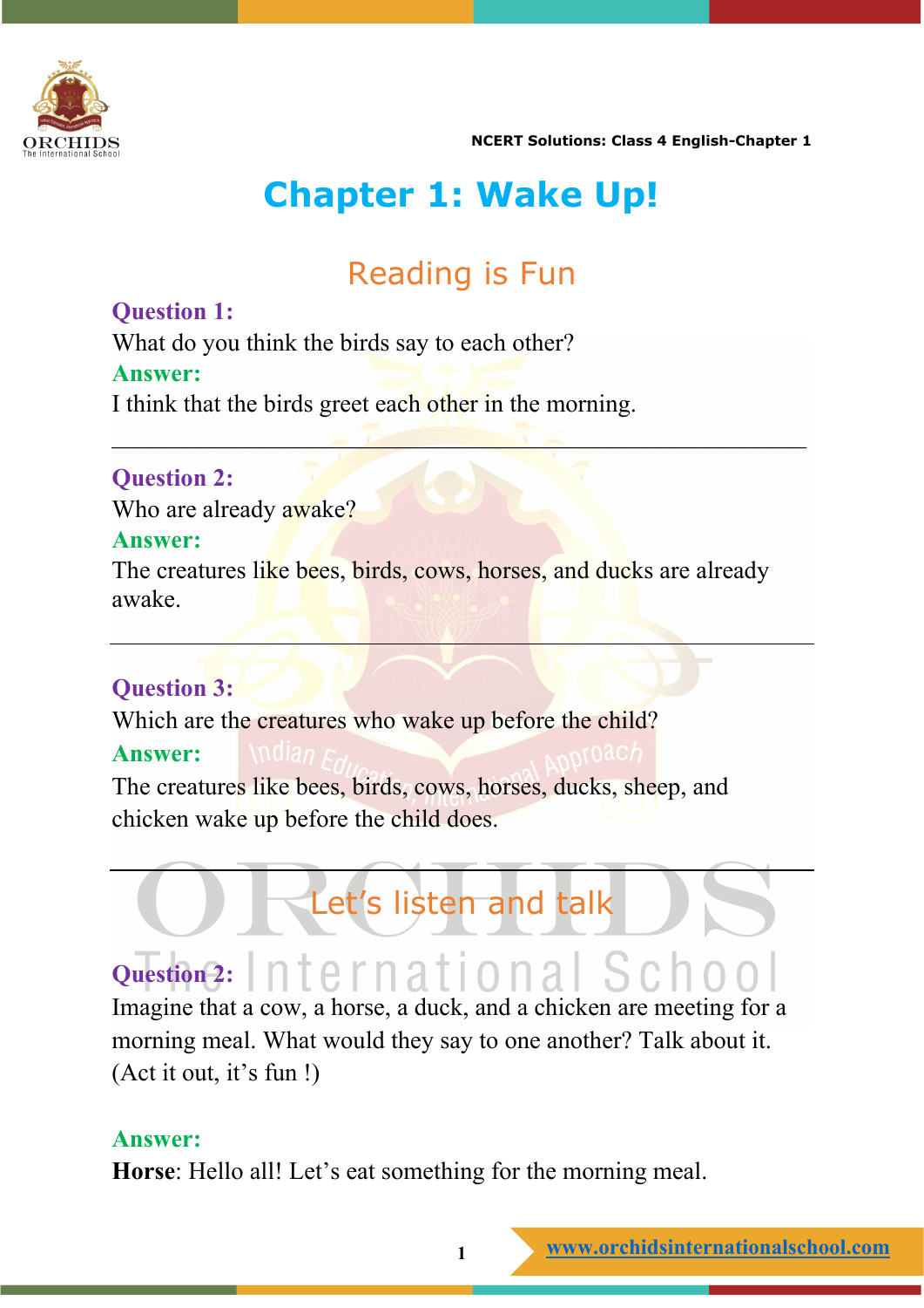# Chapter 1: Wake Up!

## Reading is Fun

**Question 1:**
What do you think the birds say to each other?
**Answer:**
I think that the birds greet each other in the morning.

---

**Question 2:**
Who are already awake?
**Answer:**
The creatures like bees, birds, cows, horses, and ducks are already awake.

---

**Question 3:**
Which are the creatures who wake up before the child?
**Answer:**
The creatures like bees, birds, cows, horses, ducks, sheep, and chicken wake up before the child does.

---

## Let's listen and talk

**Question 2:**
Imagine that a cow, a horse, a duck, and a chicken are meeting for a morning meal. What would they say to one another? Talk about it. (Act it out, it's fun !)

**Answer:**
**Horse**: Hello all! Let's eat something for the morning meal.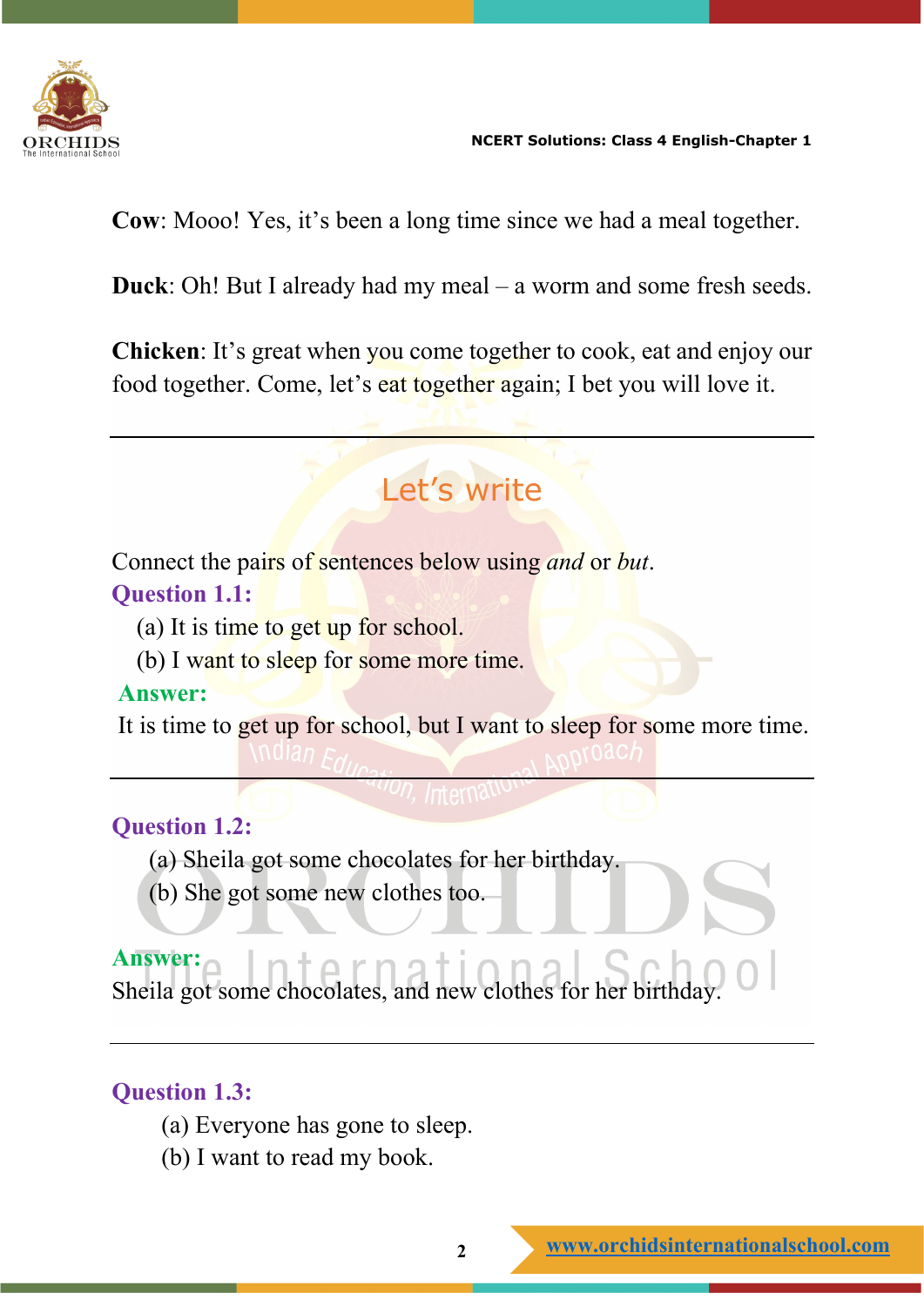**Cow**: Mooo! Yes, it's been a long time since we had a meal together.

**Duck**: Oh! But I already had my meal – a worm and some fresh seeds.

**Chicken**: It's great when you come together to cook, eat and enjoy our food together. Come, let's eat together again; I bet you will love it.

---

## Let's write

Connect the pairs of sentences below using *and* or *but*.

**Question 1.1:**

(a) It is time to get up for school.
(b) I want to sleep for some more time.

**Answer:**

It is time to get up for school, but I want to sleep for some more time.

---

**Question 1.2:**

(a) Sheila got some chocolates for her birthday.
(b) She got some new clothes too.

**Answer:**

Sheila got some chocolates, and new clothes for her birthday.

---

**Question 1.3:**

(a) Everyone has gone to sleep.
(b) I want to read my book.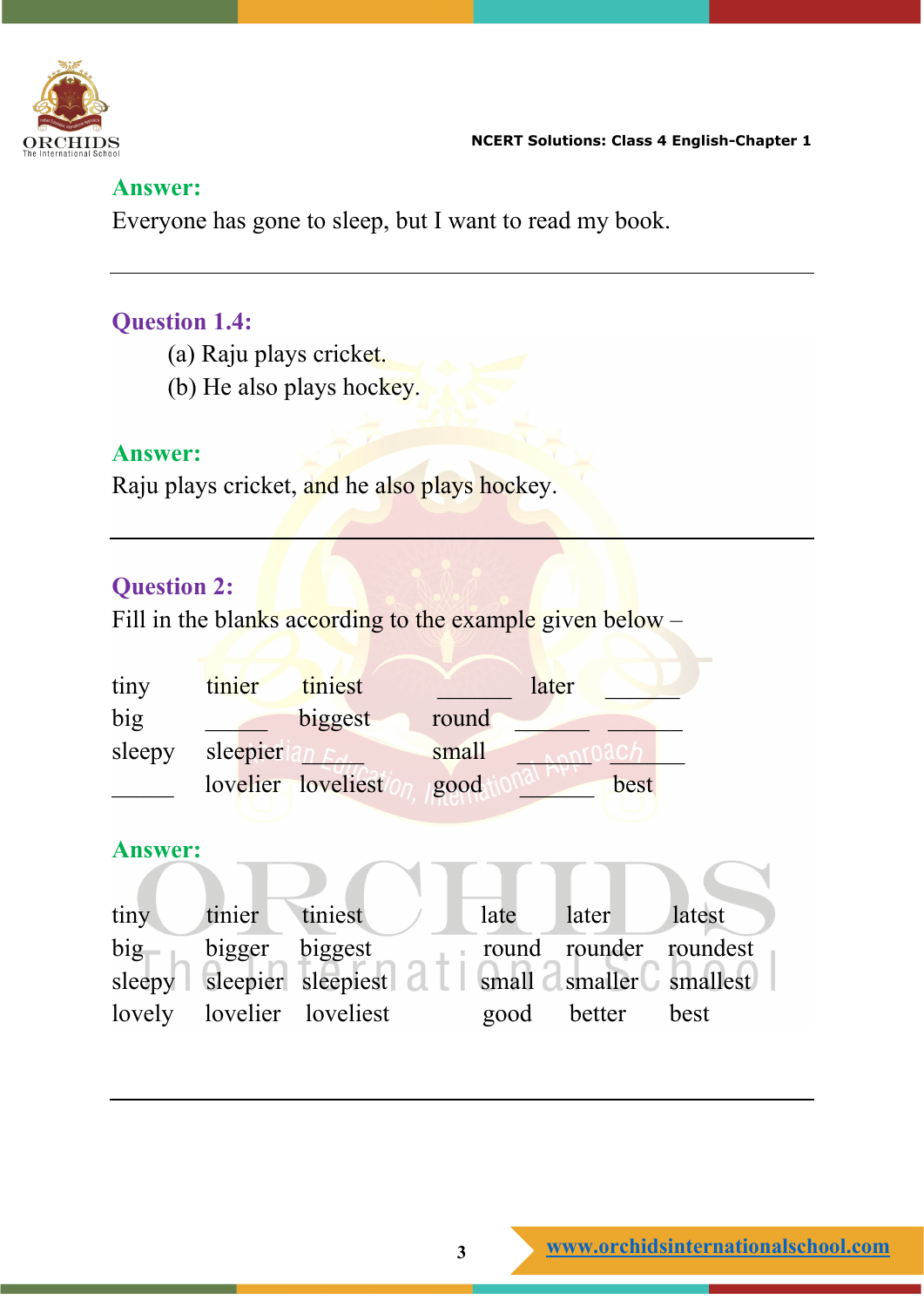**Answer:**

Everyone has gone to sleep, but I want to read my book.

---

**Question 1.4:**

(a) Raju plays cricket.

(b) He also plays hockey.

**Answer:**

Raju plays cricket, and he also plays hockey.

---

**Question 2:**

Fill in the blanks according to the example given below –

| | | | | | |
|---|---|---|---|---|---|
| tiny | tinier | tiniest | ______ | later | ______ |
| big | ______ | biggest | round | ______ | ______ |
| sleepy | sleepier | ______ | small | ______ | ______ |
| ______ | lovelier | loveliest | good | ______ | best |

**Answer:**

| | | | | | |
|---|---|---|---|---|---|
| tiny | tinier | tiniest | late | later | latest |
| big | bigger | biggest | round | rounder | roundest |
| sleepy | sleepier | sleepiest | small | smaller | smallest |
| lovely | lovelier | loveliest | good | better | best |

---